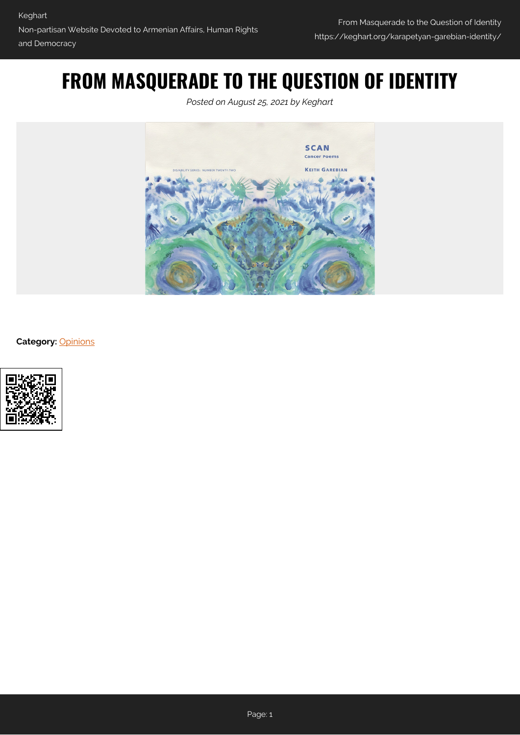# FROM MASQUERADE TO THE QUESTION OF IDENTITY

*Posted on August 25, 2021 by Keghart*

**Category:** Opinions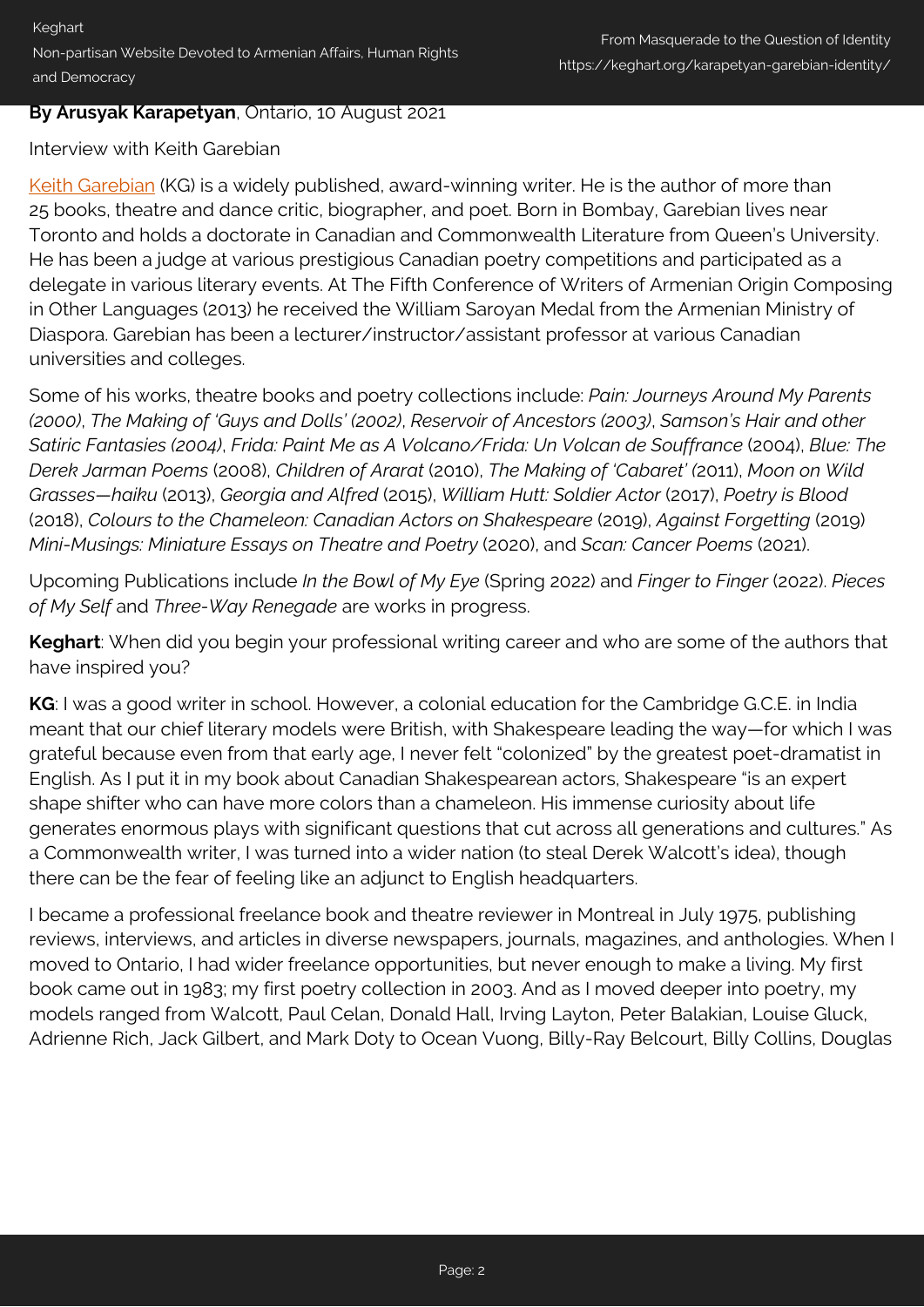**By Arusyak Karapetyan**, Ontario, 10 August 2021

Interview with Keith Garebian

[Keith Garebian](https://keghart.org/karapetyan-garebian-identity/) (KG) is a widely published, award-winning writer. He is the author of more than 25 books, theatre and dance critic, biographer, and poet. Born in Bombay, Garebian lives near Toronto and holds a doctorate in Canadian and Commonwealth Literature from Queen's University. He has been a judge at various prestigious Canadian poetry competitions and participated as a delegate in various literary events. At The Fifth Conference of Writers of Armenian Origin Composing in Other Languages (2013) he received the William Saroyan Medal from the Armenian Ministry of Diaspora. Garebian has been a lecturer/instructor/assistant professor at various Canadian universities and colleges.

Some of his works, theatre books and poetry collections include: *Pain: Journeys Around My Parents (2000)*, *The Making of 'Guys and Dolls' (2002)*, *Reservoir of Ancestors (2003)*, *Samson's Hair and other Satiric Fantasies (2004)*, *Frida: Paint Me as A Volcano/Frida: Un Volcan de Souffrance* (2004), *Blue: The Derek Jarman Poems* (2008), *Children of Ararat* (2010), *The Making of 'Cabaret' (*2011), *Moon on Wild Grasses—haiku* (2013), *Georgia and Alfred* (2015), *William Hutt: Soldier Actor* (2017), *Poetry is Blood* (2018), *Colours to the Chameleon: Canadian Actors on Shakespeare* (2019), *Against Forgetting* (2019) *Mini-Musings: Miniature Essays on Theatre and Poetry* (2020), and *Scan: Cancer Poems* (2021).

Upcoming Publications include *In the Bowl of My Eye* (Spring 2022) and *Finger to Finger* (2022). *Pieces of My Self* and *Three-Way Renegade* are works in progress.

**Keghart**: When did you begin your professional writing career and who are some of the authors that have inspired you?

**KG**: I was a good writer in school. However, a colonial education for the Cambridge G.C.E. in India meant that our chief literary models were British, with Shakespeare leading the way—for which I was grateful because even from that early age, I never felt "colonized" by the greatest poet-dramatist in English. As I put it in my book about Canadian Shakespearean actors, Shakespeare "is an expert shape shifter who can have more colors than a chameleon. His immense curiosity about life generates enormous plays with significant questions that cut across all generations and cultures." As a Commonwealth writer, I was turned into a wider nation (to steal Derek Walcott's idea), though there can be the fear of feeling like an adjunct to English headquarters.

I became a professional freelance book and theatre reviewer in Montreal in July 1975, publishing reviews, interviews, and articles in diverse newspapers, journals, magazines, and anthologies. When I moved to Ontario, I had wider freelance opportunities, but never enough to make a living. My first book came out in 1983; my first poetry collection in 2003. And as I moved deeper into poetry, my models ranged from Walcott, Paul Celan, Donald Hall, Irving Layton, Peter Balakian, Louise Gluck, Adrienne Rich, Jack Gilbert, and Mark Doty to Ocean Vuong, Billy-Ray Belcourt, Billy Collins, Douglas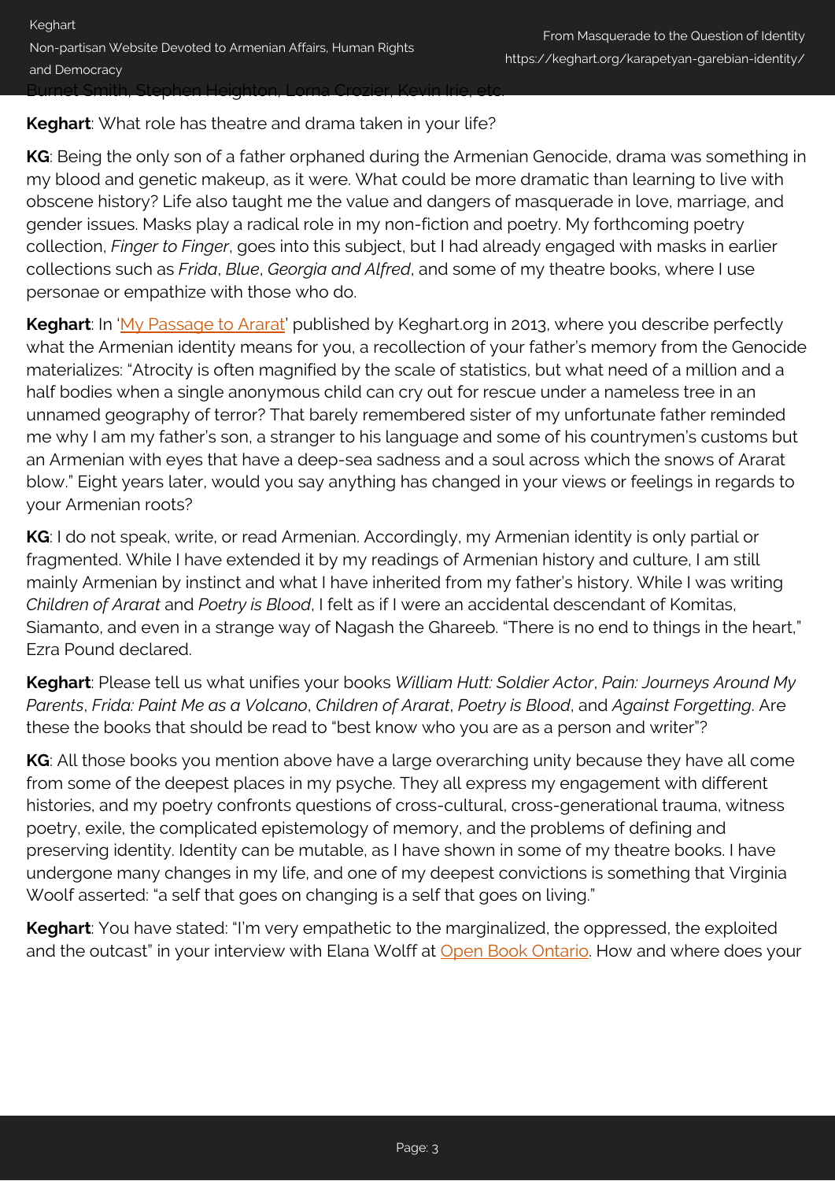Burnet Smith, Stephen Heighton, Lorna Crozier, Kevin Irie, etc.

**Keghart**: What role has theatre and drama taken in your life?

**KG**: Being the only son of a father orphaned during the Armenian Genocide, drama was something in my blood and genetic makeup, as it were. What could be more dramatic than learning to live with obscene history? Life also taught me the value and dangers of masquerade in love, marriage, and gender issues. Masks play a radical role in my non-fiction and poetry. My forthcoming poetry collection, *Finger to Finger*, goes into this subject, but I had already engaged with masks in earlier collections such as *Frida*, *Blue*, *Georgia and Alfred*, and some of my theatre books, where I use personae or empathize with those who do.

**Keghart**: In '[My Passage to Ararat](https://keghart.org)' published by Keghart.org in 2013, where you describe perfectly what the Armenian identity means for you, a recollection of your father's memory from the Genocide materializes: "Atrocity is often magnified by the scale of statistics, but what need of a million and a half bodies when a single anonymous child can cry out for rescue under a nameless tree in an unnamed geography of terror? That barely remembered sister of my unfortunate father reminded me why I am my father's son, a stranger to his language and some of his countrymen's customs but an Armenian with eyes that have a deep-sea sadness and a soul across which the snows of Ararat blow." Eight years later, would you say anything has changed in your views or feelings in regards to your Armenian roots?

**KG**: I do not speak, write, or read Armenian. Accordingly, my Armenian identity is only partial or fragmented. While I have extended it by my readings of Armenian history and culture, I am still mainly Armenian by instinct and what I have inherited from my father's history. While I was writing *Children of Ararat* and *Poetry is Blood*, I felt as if I were an accidental descendant of Komitas, Siamanto, and even in a strange way of Nagash the Ghareeb. "There is no end to things in the heart," Ezra Pound declared.

**Keghart**: Please tell us what unifies your books *William Hutt: Soldier Actor*, *Pain: Journeys Around My Parents*, *Frida: Paint Me as a Volcano*, *Children of Ararat*, *Poetry is Blood*, and *Against Forgetting*. Are these the books that should be read to "best know who you are as a person and writer"?

**KG**: All those books you mention above have a large overarching unity because they have all come from some of the deepest places in my psyche. They all express my engagement with different histories, and my poetry confronts questions of cross-cultural, cross-generational trauma, witness poetry, exile, the complicated epistemology of memory, and the problems of defining and preserving identity. Identity can be mutable, as I have shown in some of my theatre books. I have undergone many changes in my life, and one of my deepest convictions is something that Virginia Woolf asserted: "a self that goes on changing is a self that goes on living."

**Keghart**: You have stated: "I'm very empathetic to the marginalized, the oppressed, the exploited and the outcast" in your interview with Elana Wolff at [Open Book Ontario](https://openbookontario.com). How and where does your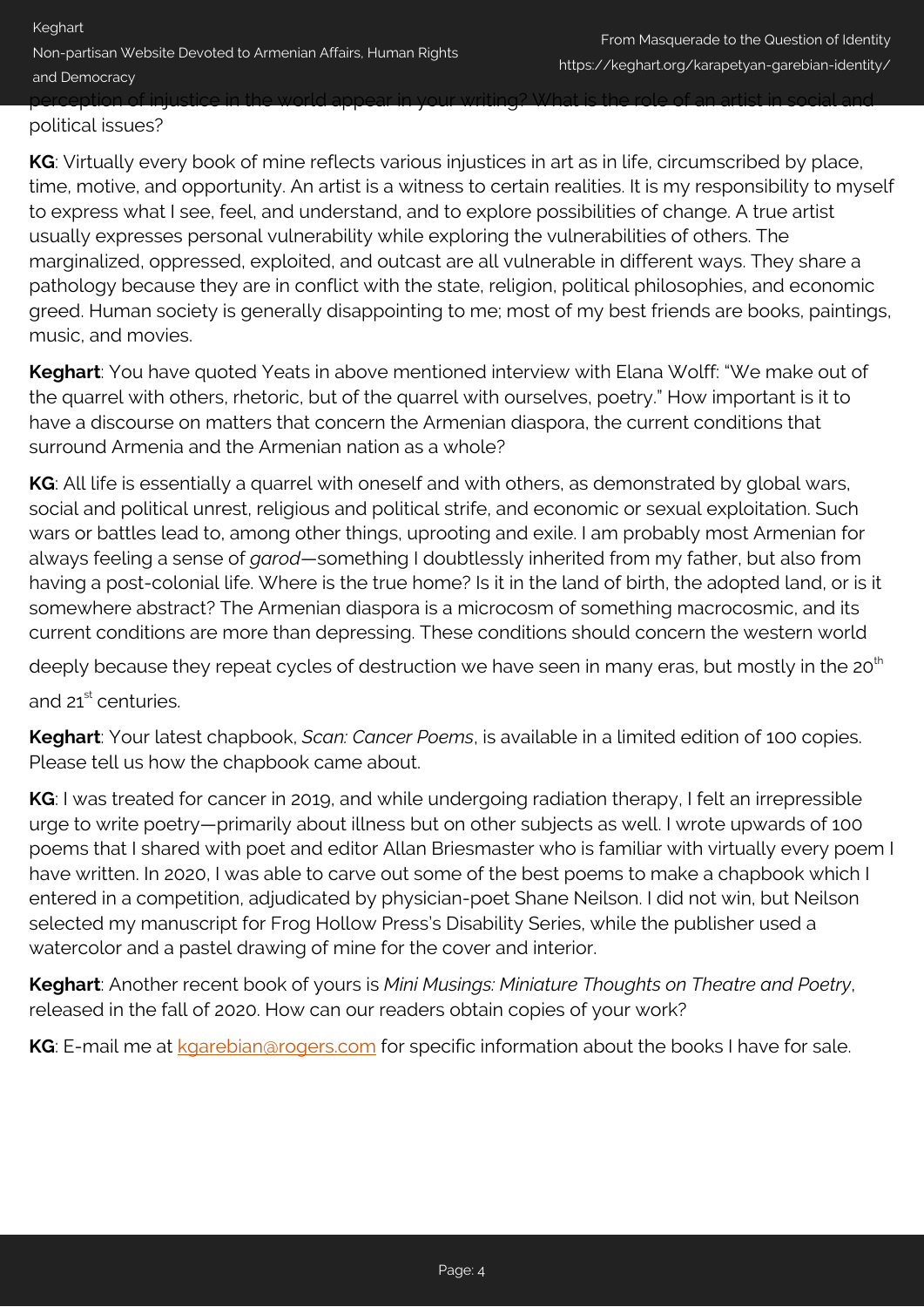perception of injustice in the world appear in your writing? What is the role of an artist in social and political issues?

**KG**: Virtually every book of mine reflects various injustices in art as in life, circumscribed by place, time, motive, and opportunity. An artist is a witness to certain realities. It is my responsibility to myself to express what I see, feel, and understand, and to explore possibilities of change. A true artist usually expresses personal vulnerability while exploring the vulnerabilities of others. The marginalized, oppressed, exploited, and outcast are all vulnerable in different ways. They share a pathology because they are in conflict with the state, religion, political philosophies, and economic greed. Human society is generally disappointing to me; most of my best friends are books, paintings, music, and movies.

**Keghart**: You have quoted Yeats in above mentioned interview with Elana Wolff: "We make out of the quarrel with others, rhetoric, but of the quarrel with ourselves, poetry." How important is it to have a discourse on matters that concern the Armenian diaspora, the current conditions that surround Armenia and the Armenian nation as a whole?

**KG**: All life is essentially a quarrel with oneself and with others, as demonstrated by global wars, social and political unrest, religious and political strife, and economic or sexual exploitation. Such wars or battles lead to, among other things, uprooting and exile. I am probably most Armenian for always feeling a sense of *garod*—something I doubtlessly inherited from my father, but also from having a post-colonial life. Where is the true home? Is it in the land of birth, the adopted land, or is it somewhere abstract? The Armenian diaspora is a microcosm of something macrocosmic, and its current conditions are more than depressing. These conditions should concern the western world deeply because they repeat cycles of destruction we have seen in many eras, but mostly in the 20th and 21st centuries.

**Keghart**: Your latest chapbook, *Scan: Cancer Poems*, is available in a limited edition of 100 copies. Please tell us how the chapbook came about.

**KG**: I was treated for cancer in 2019, and while undergoing radiation therapy, I felt an irrepressible urge to write poetry—primarily about illness but on other subjects as well. I wrote upwards of 100 poems that I shared with poet and editor Allan Briesmaster who is familiar with virtually every poem I have written. In 2020, I was able to carve out some of the best poems to make a chapbook which I entered in a competition, adjudicated by physician-poet Shane Neilson. I did not win, but Neilson selected my manuscript for Frog Hollow Press's Disability Series, while the publisher used a watercolor and a pastel drawing of mine for the cover and interior.

**Keghart**: Another recent book of yours is *Mini Musings: Miniature Thoughts on Theatre and Poetry*, released in the fall of 2020. How can our readers obtain copies of your work?

**KG**: E-mail me at kgarebian@rogers.com for specific information about the books I have for sale.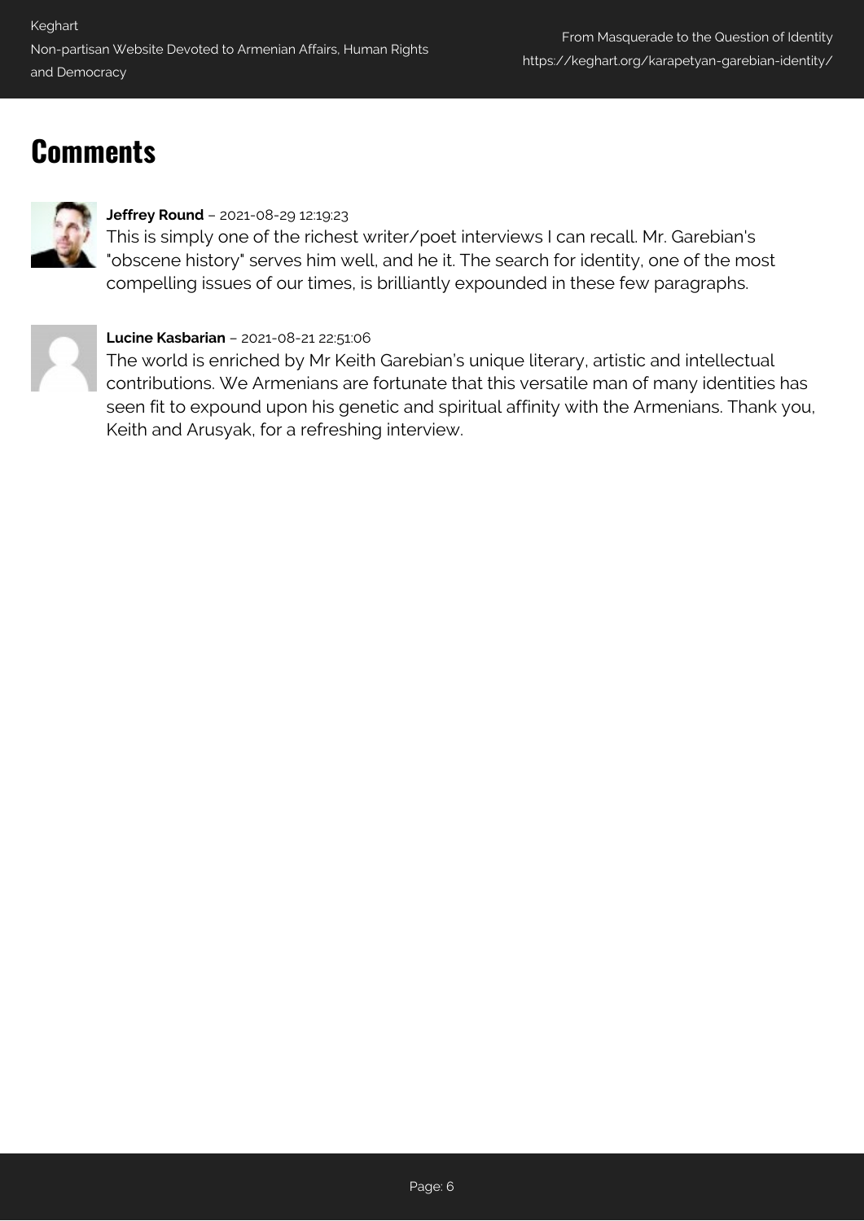# Comments

**Jeffrey Round** – 2021-08-29 12:19:23

This is simply one of the richest writer/poet interviews I can recall. Mr. Garebian's "obscene history" serves him well, and he it. The search for identity, one of the most compelling issues of our times, is brilliantly expounded in these few paragraphs.

**Lucine Kasbarian** – 2021-08-21 22:51:06

The world is enriched by Mr Keith Garebian's unique literary, artistic and intellectual contributions. We Armenians are fortunate that this versatile man of many identities has seen fit to expound upon his genetic and spiritual affinity with the Armenians. Thank you, Keith and Arusyak, for a refreshing interview.